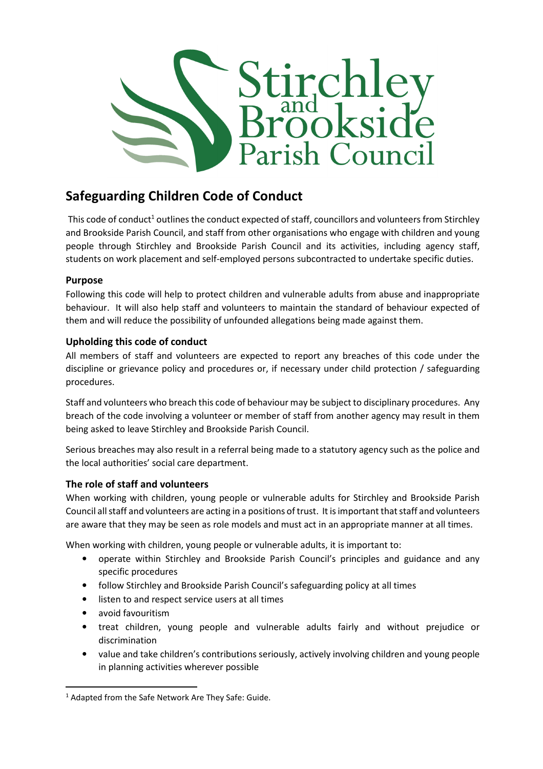# Safeguarding Children Code of Conduct

This code of conduct[1] outlines the conduct expected of staff, councillors and volunteers from Stirchley and Brookside Parish Council, and staff from other organisations who engage with children and young people through Stirchley and Brookside Parish Council and its activities, including agency staff, students on work placement and self-employed persons subcontracted to undertake specific duties.

## Purpose

Following this code will help to protect children and vulnerable adults from abuse and inappropriate behaviour. It will also help staff and volunteers to maintain the standard of behaviour expected of them and will reduce the possibility of unfounded allegations being made against them.

## Upholding this code of conduct

All members of staff and volunteers are expected to report any breaches of this code under the discipline or grievance policy and procedures or, if necessary under child protection / safeguarding procedures.

Staff and volunteers who breach this code of behaviour may be subject to disciplinary procedures. Any breach of the code involving a volunteer or member of staff from another agency may result in them being asked to leave Stirchley and Brookside Parish Council.

Serious breaches may also result in a referral being made to a statutory agency such as the police and the local authorities' social care department.

## The role of staff and volunteers

When working with children, young people or vulnerable adults for Stirchley and Brookside Parish Council all staff and volunteers are acting in a positions of trust. It is important that staff and volunteers are aware that they may be seen as role models and must act in an appropriate manner at all times.

When working with children, young people or vulnerable adults, it is important to:

- operate within Stirchley and Brookside Parish Council's principles and guidance and any specific procedures
- follow Stirchley and Brookside Parish Council's safeguarding policy at all times
- listen to and respect service users at all times
- avoid favouritism
- treat children, young people and vulnerable adults fairly and without prejudice or discrimination
- value and take children's contributions seriously, actively involving children and young people in planning activities wherever possible

[1] Adapted from the Safe Network Are They Safe: Guide.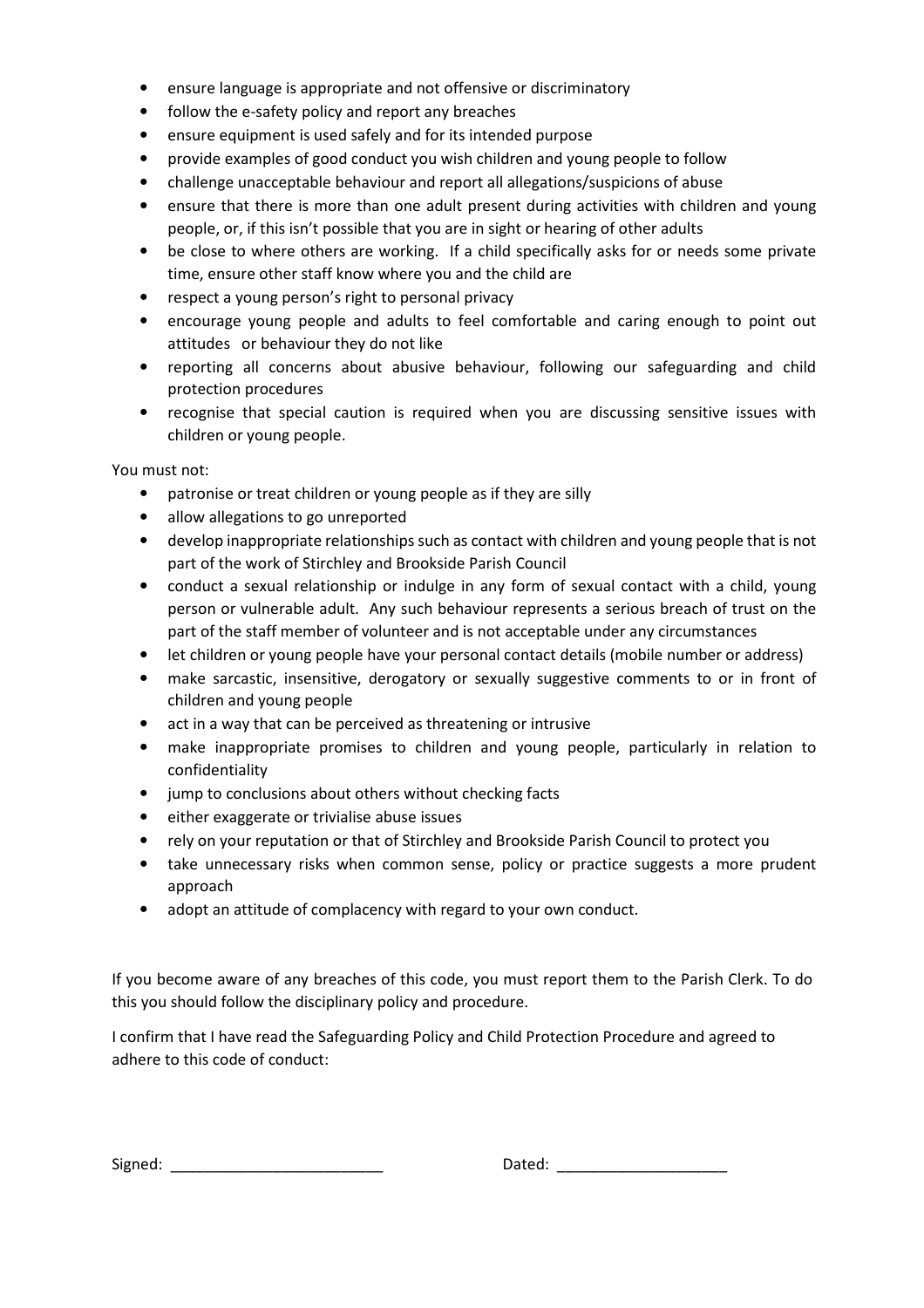- ensure language is appropriate and not offensive or discriminatory
- follow the e-safety policy and report any breaches
- ensure equipment is used safely and for its intended purpose
- provide examples of good conduct you wish children and young people to follow
- challenge unacceptable behaviour and report all allegations/suspicions of abuse
- ensure that there is more than one adult present during activities with children and young people, or, if this isn't possible that you are in sight or hearing of other adults
- be close to where others are working. If a child specifically asks for or needs some private time, ensure other staff know where you and the child are
- respect a young person's right to personal privacy
- encourage young people and adults to feel comfortable and caring enough to point out attitudes or behaviour they do not like
- reporting all concerns about abusive behaviour, following our safeguarding and child protection procedures
- recognise that special caution is required when you are discussing sensitive issues with children or young people.

You must not:

- patronise or treat children or young people as if they are silly
- allow allegations to go unreported
- develop inappropriate relationships such as contact with children and young people that is not part of the work of Stirchley and Brookside Parish Council
- conduct a sexual relationship or indulge in any form of sexual contact with a child, young person or vulnerable adult. Any such behaviour represents a serious breach of trust on the part of the staff member of volunteer and is not acceptable under any circumstances
- let children or young people have your personal contact details (mobile number or address)
- make sarcastic, insensitive, derogatory or sexually suggestive comments to or in front of children and young people
- act in a way that can be perceived as threatening or intrusive
- make inappropriate promises to children and young people, particularly in relation to confidentiality
- jump to conclusions about others without checking facts
- either exaggerate or trivialise abuse issues
- rely on your reputation or that of Stirchley and Brookside Parish Council to protect you
- take unnecessary risks when common sense, policy or practice suggests a more prudent approach
- adopt an attitude of complacency with regard to your own conduct.

If you become aware of any breaches of this code, you must report them to the Parish Clerk. To do this you should follow the disciplinary policy and procedure.

I confirm that I have read the Safeguarding Policy and Child Protection Procedure and agreed to adhere to this code of conduct:

Signed: _________________________ Dated: ____________________